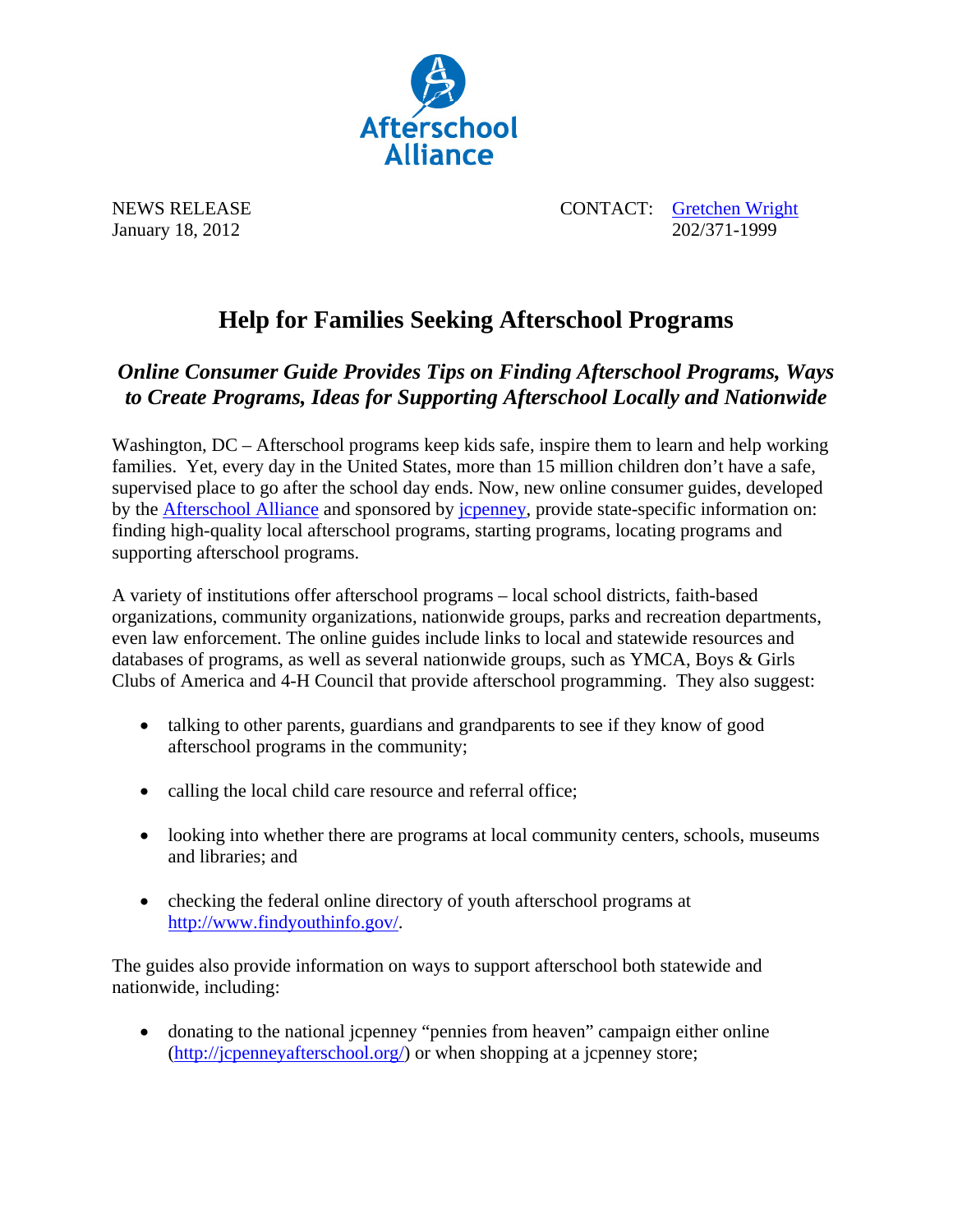Afterschool Alliance

NEWS RELEASE
January 18, 2012

CONTACT: Gretchen Wright
202/371-1999

# Help for Families Seeking Afterschool Programs

## *Online Consumer Guide Provides Tips on Finding Afterschool Programs, Ways to Create Programs, Ideas for Supporting Afterschool Locally and Nationwide*

Washington, DC – Afterschool programs keep kids safe, inspire them to learn and help working families. Yet, every day in the United States, more than 15 million children don't have a safe, supervised place to go after the school day ends. Now, new online consumer guides, developed by the Afterschool Alliance and sponsored by jcpenney, provide state-specific information on: finding high-quality local afterschool programs, starting programs, locating programs and supporting afterschool programs.

A variety of institutions offer afterschool programs – local school districts, faith-based organizations, community organizations, nationwide groups, parks and recreation departments, even law enforcement. The online guides include links to local and statewide resources and databases of programs, as well as several nationwide groups, such as YMCA, Boys & Girls Clubs of America and 4-H Council that provide afterschool programming. They also suggest:

- talking to other parents, guardians and grandparents to see if they know of good afterschool programs in the community;
- calling the local child care resource and referral office;
- looking into whether there are programs at local community centers, schools, museums and libraries; and
- checking the federal online directory of youth afterschool programs at http://www.findyouthinfo.gov/.

The guides also provide information on ways to support afterschool both statewide and nationwide, including:

- donating to the national jcpenney "pennies from heaven" campaign either online (http://jcpenneyafterschool.org/) or when shopping at a jcpenney store;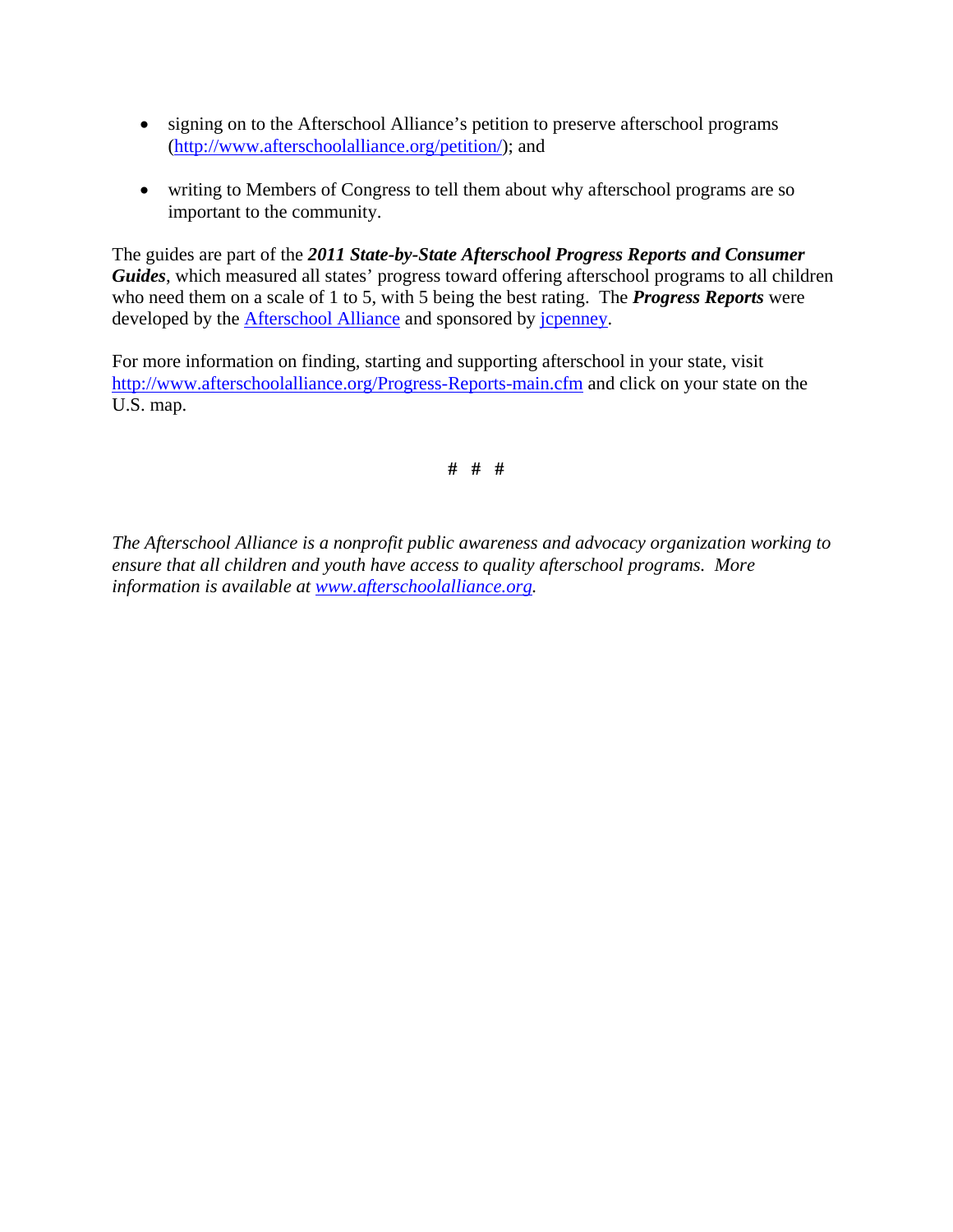- signing on to the Afterschool Alliance's petition to preserve afterschool programs (http://www.afterschoolalliance.org/petition/); and

- writing to Members of Congress to tell them about why afterschool programs are so important to the community.

The guides are part of the ***2011 State-by-State Afterschool Progress Reports and Consumer Guides***, which measured all states' progress toward offering afterschool programs to all children who need them on a scale of 1 to 5, with 5 being the best rating. The ***Progress Reports*** were developed by the Afterschool Alliance and sponsored by jcpenney.

For more information on finding, starting and supporting afterschool in your state, visit http://www.afterschoolalliance.org/Progress-Reports-main.cfm and click on your state on the U.S. map.

# # #

*The Afterschool Alliance is a nonprofit public awareness and advocacy organization working to ensure that all children and youth have access to quality afterschool programs. More information is available at www.afterschoolalliance.org.*